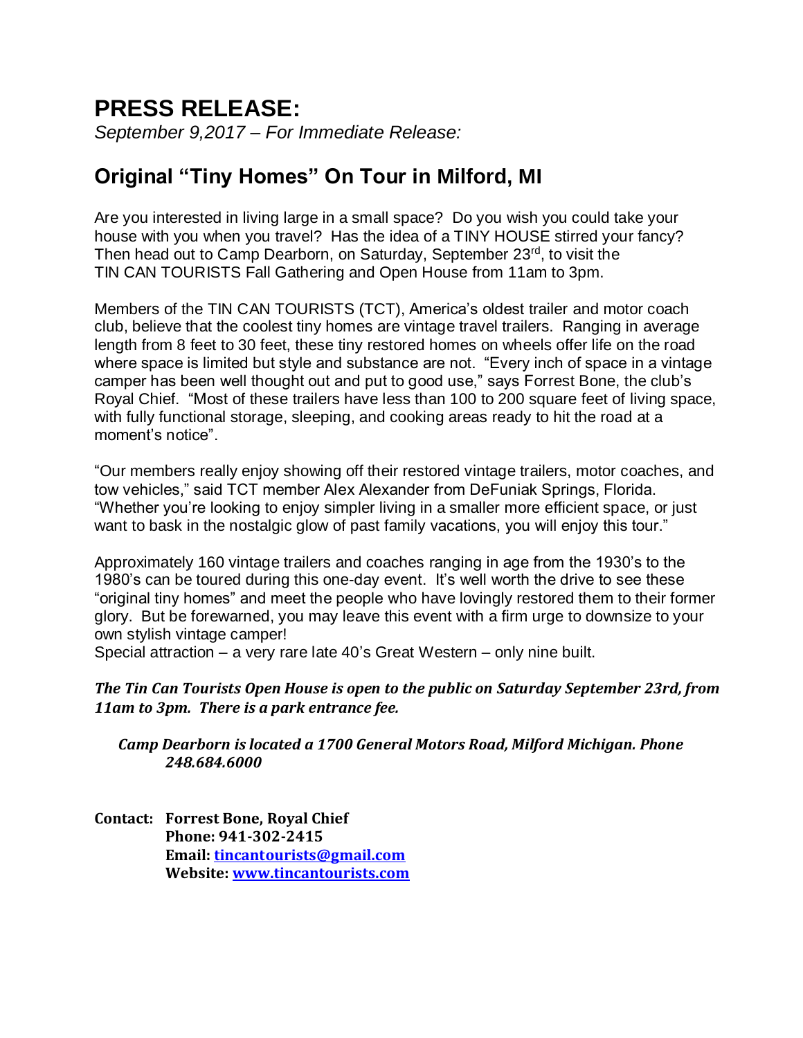# PRESS RELEASE:

*September 9,2017 – For Immediate Release:*

## Original "Tiny Homes" On Tour in Milford, MI

Are you interested in living large in a small space? Do you wish you could take your house with you when you travel? Has the idea of a TINY HOUSE stirred your fancy? Then head out to Camp Dearborn, on Saturday, September 23rd, to visit the TIN CAN TOURISTS Fall Gathering and Open House from 11am to 3pm.

Members of the TIN CAN TOURISTS (TCT), America's oldest trailer and motor coach club, believe that the coolest tiny homes are vintage travel trailers. Ranging in average length from 8 feet to 30 feet, these tiny restored homes on wheels offer life on the road where space is limited but style and substance are not. "Every inch of space in a vintage camper has been well thought out and put to good use," says Forrest Bone, the club's Royal Chief. "Most of these trailers have less than 100 to 200 square feet of living space, with fully functional storage, sleeping, and cooking areas ready to hit the road at a moment's notice".

"Our members really enjoy showing off their restored vintage trailers, motor coaches, and tow vehicles," said TCT member Alex Alexander from DeFuniak Springs, Florida. "Whether you're looking to enjoy simpler living in a smaller more efficient space, or just want to bask in the nostalgic glow of past family vacations, you will enjoy this tour."

Approximately 160 vintage trailers and coaches ranging in age from the 1930's to the 1980's can be toured during this one-day event. It's well worth the drive to see these "original tiny homes" and meet the people who have lovingly restored them to their former glory. But be forewarned, you may leave this event with a firm urge to downsize to your own stylish vintage camper!
Special attraction – a very rare late 40's Great Western – only nine built.

***The Tin Can Tourists Open House is open to the public on Saturday September 23rd, from 11am to 3pm. There is a park entrance fee.***

***Camp Dearborn is located a 1700 General Motors Road, Milford Michigan. Phone 248.684.6000***

**Contact: Forrest Bone, Royal Chief**
**Phone: 941-302-2415**
**Email: tincantourists@gmail.com**
**Website: www.tincantourists.com**